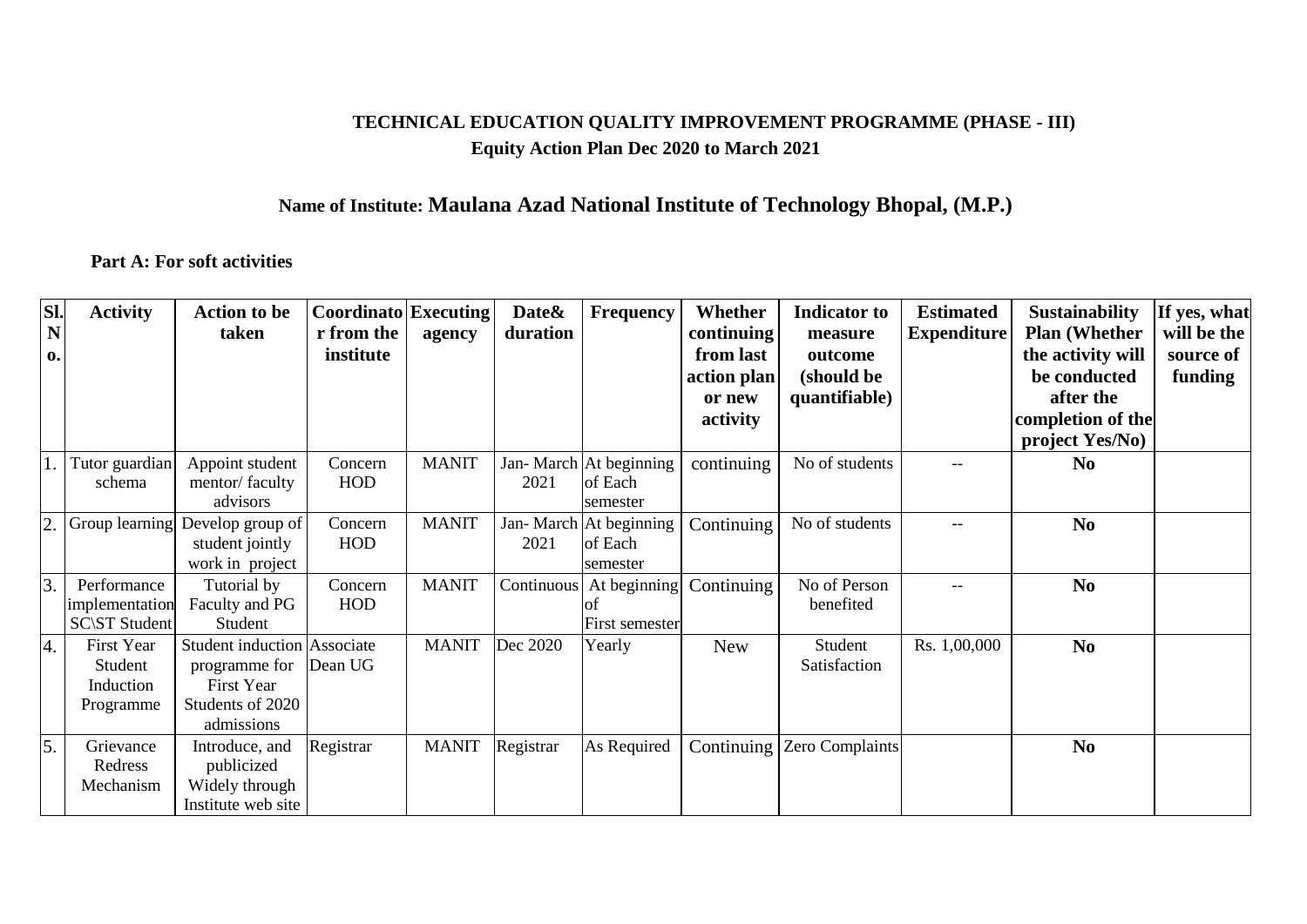**TECHNICAL EDUCATION QUALITY IMPROVEMENT PROGRAMME (PHASE - III)**
**Equity Action Plan Dec 2020 to March 2021**

**Name of Institute: Maulana Azad National Institute of Technology Bhopal, (M.P.)**

**Part A: For soft activities**

| Sl. No. | Activity | Action to be taken | Coordinator from the institute | Executing agency | Date& duration | Frequency | Whether continuing from last action plan or new activity | Indicator to measure outcome (should be quantifiable) | Estimated Expenditure | Sustainability Plan (Whether the activity will be conducted after the completion of the project Yes/No) | If yes, what will be the source of funding |
|---|---|---|---|---|---|---|---|---|---|---|---|
| 1. | Tutor guardian schema | Appoint student mentor/ faculty advisors | Concern HOD | MANIT | Jan- March 2021 | At beginning of Each semester | continuing | No of students | -- | **No** | |
| 2. | Group learning | Develop group of student jointly work in project | Concern HOD | MANIT | Jan- March 2021 | At beginning of Each semester | Continuing | No of students | -- | **No** | |
| 3. | Performance implementation SC\ST Student | Tutorial by Faculty and PG Student | Concern HOD | MANIT | Continuous | At beginning of First semester | Continuing | No of Person benefited | -- | **No** | |
| 4. | First Year Student Induction Programme | Student induction programme for First Year Students of 2020 admissions | Associate Dean UG | MANIT | Dec 2020 | Yearly | New | Student Satisfaction | Rs. 1,00,000 | **No** | |
| 5. | Grievance Redress Mechanism | Introduce, and publicized Widely through Institute web site | Registrar | MANIT | Registrar | As Required | Continuing | Zero Complaints | | **No** | |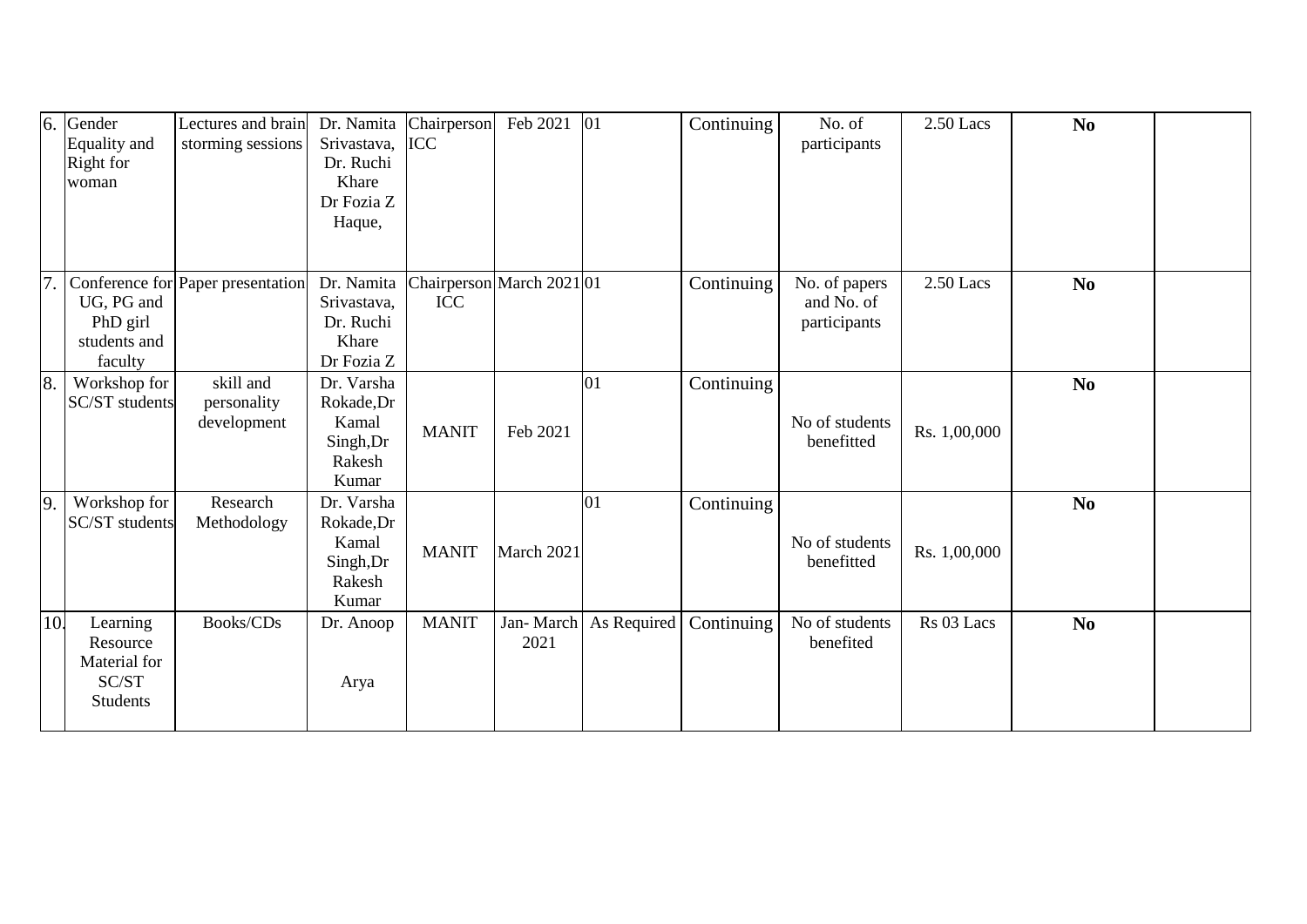| 6. | Gender Equality and Right for woman | Lectures and brain storming sessions | Dr. Namita Srivastava, Dr. Ruchi Khare Dr Fozia Z Haque, | Chairperson ICC | Feb 2021 | 01 | Continuing | No. of participants | 2.50 Lacs | **No** | |
|---|---|---|---|---|---|---|---|---|---|---|---|
| 7. | Conference for UG, PG and PhD girl students and faculty | Paper presentation | Dr. Namita Srivastava, Dr. Ruchi Khare Dr Fozia Z | Chairperson ICC | March 2021 | 01 | Continuing | No. of papers and No. of participants | 2.50 Lacs | **No** | |
| 8. | Workshop for SC/ST students | skill and personality development | Dr. Varsha Rokade,Dr Kamal Singh,Dr Rakesh Kumar | MANIT | Feb 2021 | 01 | Continuing | No of students benefitted | Rs. 1,00,000 | **No** | |
| 9. | Workshop for SC/ST students | Research Methodology | Dr. Varsha Rokade,Dr Kamal Singh,Dr Rakesh Kumar | MANIT | March 2021 | 01 | Continuing | No of students benefitted | Rs. 1,00,000 | **No** | |
| 10. | Learning Resource Material for SC/ST Students | Books/CDs | Dr. Anoop Arya | MANIT | Jan- March 2021 | As Required | Continuing | No of students benefited | Rs 03 Lacs | **No** | |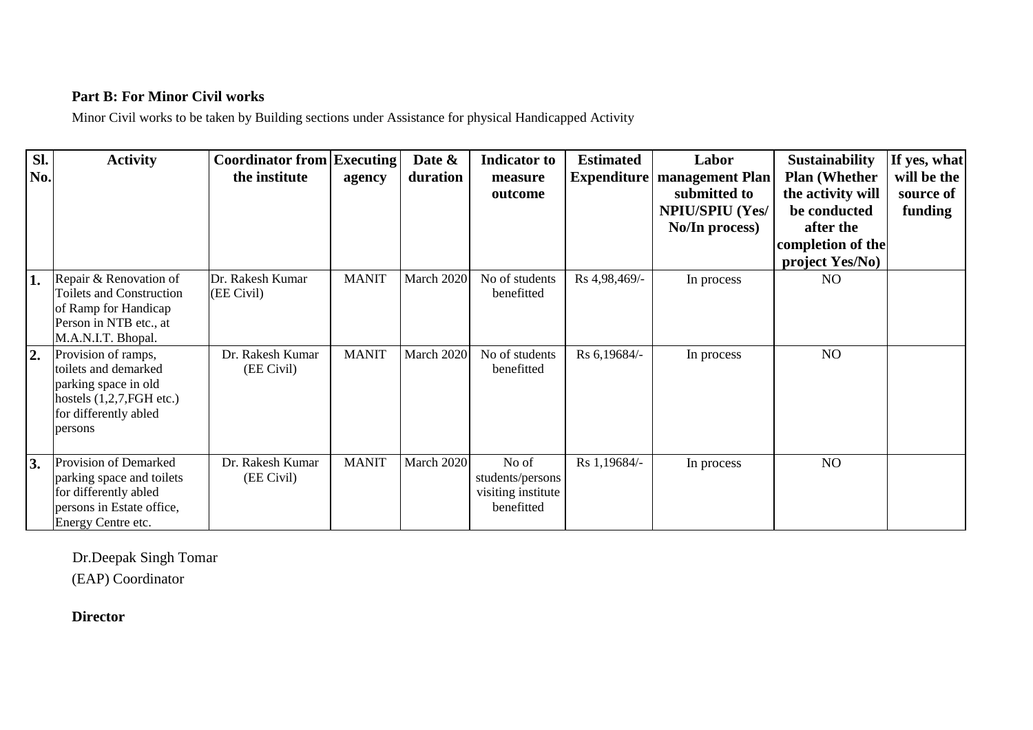**Part B: For Minor Civil works**

Minor Civil works to be taken by Building sections under Assistance for physical Handicapped Activity

| Sl. No. | Activity | Coordinator from the institute | Executing agency | Date & duration | Indicator to measure outcome | Estimated Expenditure | Labor management Plan submitted to NPIU/SPIU (Yes/ No/In process) | Sustainability Plan (Whether the activity will be conducted after the completion of the project Yes/No) | If yes, what will be the source of funding |
|---|---|---|---|---|---|---|---|---|---|
| **1.** | Repair & Renovation of Toilets and Construction of Ramp for Handicap Person in NTB etc., at M.A.N.I.T. Bhopal. | Dr. Rakesh Kumar (EE Civil) | MANIT | March 2020 | No of students benefitted | Rs 4,98,469/- | In process | NO | |
| **2.** | Provision of ramps, toilets and demarked parking space in old hostels (1,2,7,FGH etc.) for differently abled persons | Dr. Rakesh Kumar (EE Civil) | MANIT | March 2020 | No of students benefitted | Rs 6,19684/- | In process | NO | |
| **3.** | Provision of Demarked parking space and toilets for differently abled persons in Estate office, Energy Centre etc. | Dr. Rakesh Kumar (EE Civil) | MANIT | March 2020 | No of students/persons visiting institute benefitted | Rs 1,19684/- | In process | NO | |

Dr.Deepak Singh Tomar
(EAP) Coordinator

**Director**